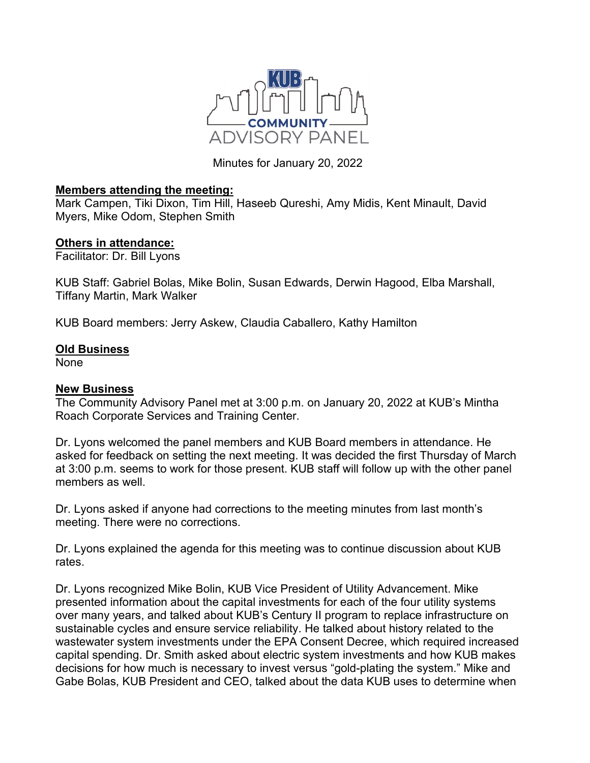KUB COMMUNITY ADVISORY PANEL

Minutes for January 20, 2022

**Members attending the meeting:**
Mark Campen, Tiki Dixon, Tim Hill, Haseeb Qureshi, Amy Midis, Kent Minault, David Myers, Mike Odom, Stephen Smith

**Others in attendance:**
Facilitator: Dr. Bill Lyons

KUB Staff: Gabriel Bolas, Mike Bolin, Susan Edwards, Derwin Hagood, Elba Marshall, Tiffany Martin, Mark Walker

KUB Board members: Jerry Askew, Claudia Caballero, Kathy Hamilton

**Old Business**
None

**New Business**
The Community Advisory Panel met at 3:00 p.m. on January 20, 2022 at KUB's Mintha Roach Corporate Services and Training Center.

Dr. Lyons welcomed the panel members and KUB Board members in attendance. He asked for feedback on setting the next meeting. It was decided the first Thursday of March at 3:00 p.m. seems to work for those present. KUB staff will follow up with the other panel members as well.

Dr. Lyons asked if anyone had corrections to the meeting minutes from last month's meeting. There were no corrections.

Dr. Lyons explained the agenda for this meeting was to continue discussion about KUB rates.

Dr. Lyons recognized Mike Bolin, KUB Vice President of Utility Advancement. Mike presented information about the capital investments for each of the four utility systems over many years, and talked about KUB's Century II program to replace infrastructure on sustainable cycles and ensure service reliability. He talked about history related to the wastewater system investments under the EPA Consent Decree, which required increased capital spending. Dr. Smith asked about electric system investments and how KUB makes decisions for how much is necessary to invest versus "gold-plating the system." Mike and Gabe Bolas, KUB President and CEO, talked about the data KUB uses to determine when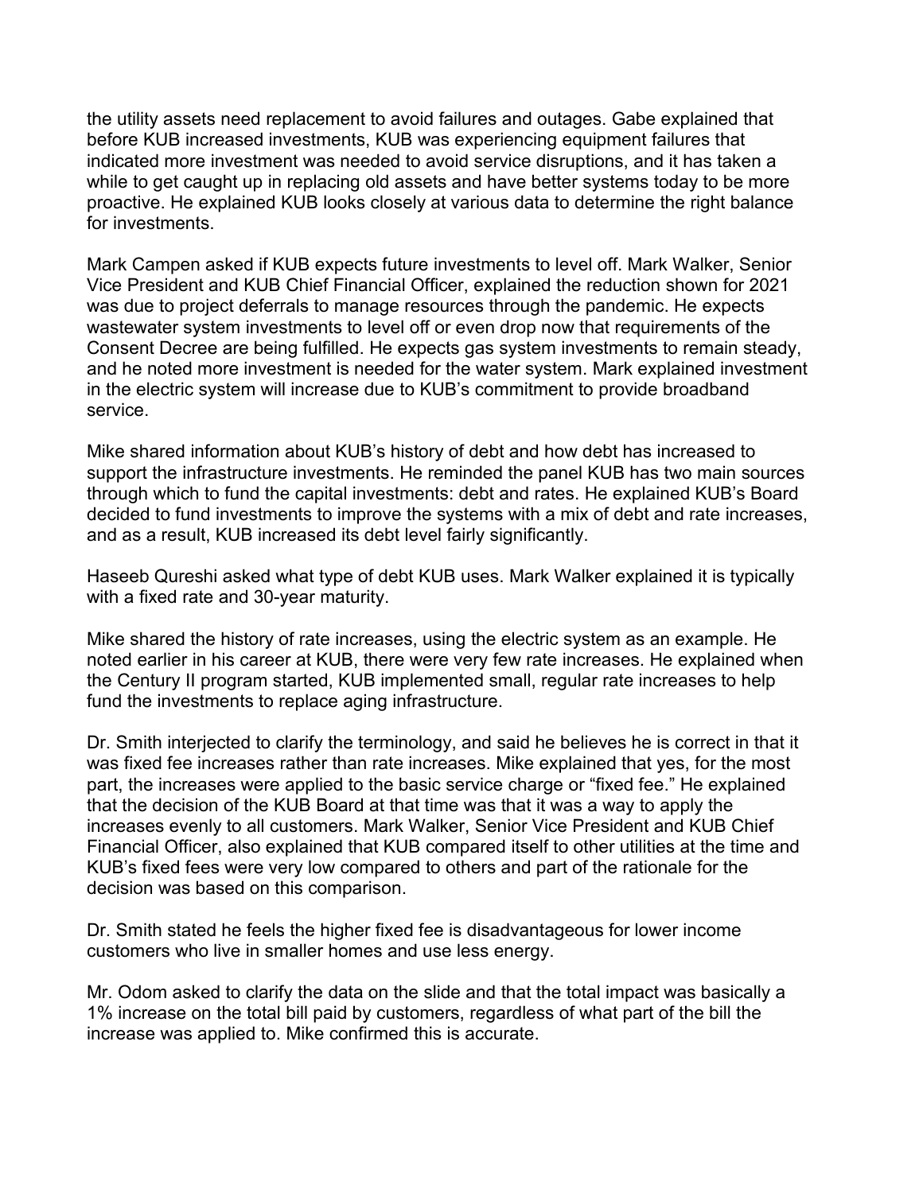the utility assets need replacement to avoid failures and outages. Gabe explained that before KUB increased investments, KUB was experiencing equipment failures that indicated more investment was needed to avoid service disruptions, and it has taken a while to get caught up in replacing old assets and have better systems today to be more proactive. He explained KUB looks closely at various data to determine the right balance for investments.

Mark Campen asked if KUB expects future investments to level off. Mark Walker, Senior Vice President and KUB Chief Financial Officer, explained the reduction shown for 2021 was due to project deferrals to manage resources through the pandemic. He expects wastewater system investments to level off or even drop now that requirements of the Consent Decree are being fulfilled. He expects gas system investments to remain steady, and he noted more investment is needed for the water system. Mark explained investment in the electric system will increase due to KUB's commitment to provide broadband service.

Mike shared information about KUB's history of debt and how debt has increased to support the infrastructure investments. He reminded the panel KUB has two main sources through which to fund the capital investments: debt and rates. He explained KUB's Board decided to fund investments to improve the systems with a mix of debt and rate increases, and as a result, KUB increased its debt level fairly significantly.

Haseeb Qureshi asked what type of debt KUB uses. Mark Walker explained it is typically with a fixed rate and 30-year maturity.

Mike shared the history of rate increases, using the electric system as an example. He noted earlier in his career at KUB, there were very few rate increases. He explained when the Century II program started, KUB implemented small, regular rate increases to help fund the investments to replace aging infrastructure.

Dr. Smith interjected to clarify the terminology, and said he believes he is correct in that it was fixed fee increases rather than rate increases. Mike explained that yes, for the most part, the increases were applied to the basic service charge or "fixed fee." He explained that the decision of the KUB Board at that time was that it was a way to apply the increases evenly to all customers. Mark Walker, Senior Vice President and KUB Chief Financial Officer, also explained that KUB compared itself to other utilities at the time and KUB's fixed fees were very low compared to others and part of the rationale for the decision was based on this comparison.

Dr. Smith stated he feels the higher fixed fee is disadvantageous for lower income customers who live in smaller homes and use less energy.

Mr. Odom asked to clarify the data on the slide and that the total impact was basically a 1% increase on the total bill paid by customers, regardless of what part of the bill the increase was applied to. Mike confirmed this is accurate.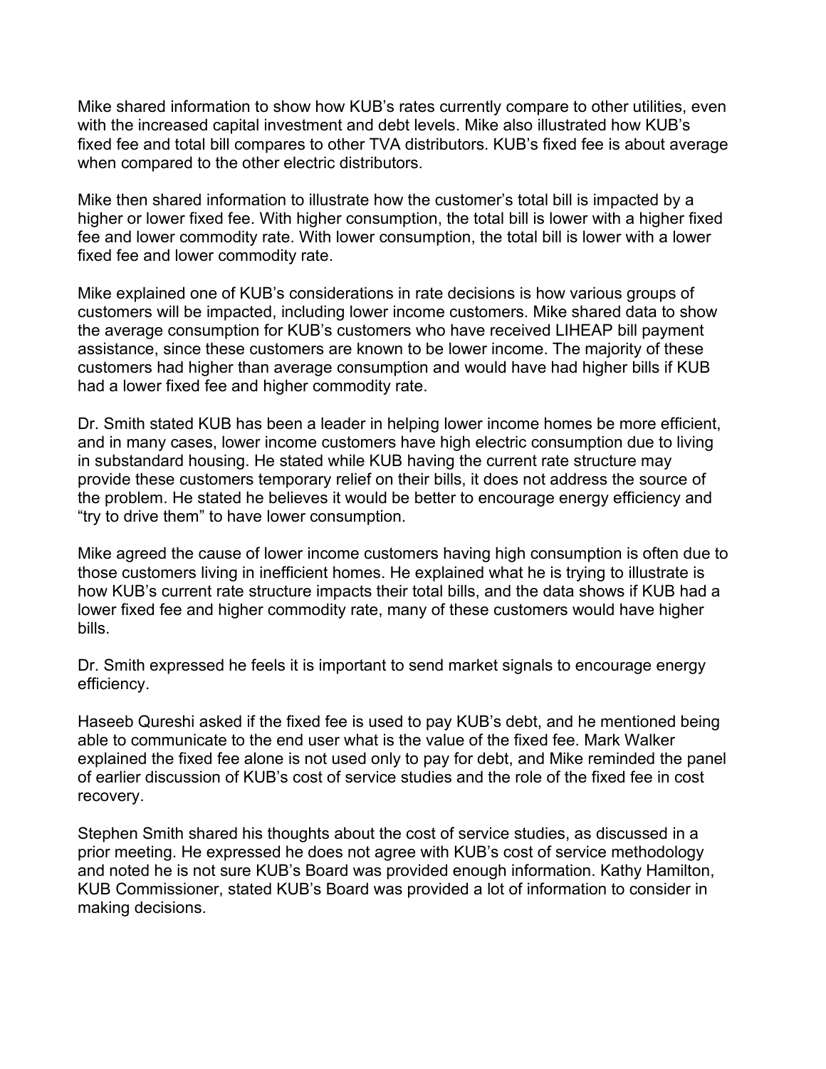Mike shared information to show how KUB's rates currently compare to other utilities, even with the increased capital investment and debt levels. Mike also illustrated how KUB's fixed fee and total bill compares to other TVA distributors. KUB's fixed fee is about average when compared to the other electric distributors.

Mike then shared information to illustrate how the customer's total bill is impacted by a higher or lower fixed fee. With higher consumption, the total bill is lower with a higher fixed fee and lower commodity rate. With lower consumption, the total bill is lower with a lower fixed fee and lower commodity rate.

Mike explained one of KUB's considerations in rate decisions is how various groups of customers will be impacted, including lower income customers. Mike shared data to show the average consumption for KUB's customers who have received LIHEAP bill payment assistance, since these customers are known to be lower income. The majority of these customers had higher than average consumption and would have had higher bills if KUB had a lower fixed fee and higher commodity rate.

Dr. Smith stated KUB has been a leader in helping lower income homes be more efficient, and in many cases, lower income customers have high electric consumption due to living in substandard housing. He stated while KUB having the current rate structure may provide these customers temporary relief on their bills, it does not address the source of the problem. He stated he believes it would be better to encourage energy efficiency and "try to drive them" to have lower consumption.

Mike agreed the cause of lower income customers having high consumption is often due to those customers living in inefficient homes. He explained what he is trying to illustrate is how KUB's current rate structure impacts their total bills, and the data shows if KUB had a lower fixed fee and higher commodity rate, many of these customers would have higher bills.

Dr. Smith expressed he feels it is important to send market signals to encourage energy efficiency.

Haseeb Qureshi asked if the fixed fee is used to pay KUB's debt, and he mentioned being able to communicate to the end user what is the value of the fixed fee. Mark Walker explained the fixed fee alone is not used only to pay for debt, and Mike reminded the panel of earlier discussion of KUB's cost of service studies and the role of the fixed fee in cost recovery.

Stephen Smith shared his thoughts about the cost of service studies, as discussed in a prior meeting. He expressed he does not agree with KUB's cost of service methodology and noted he is not sure KUB's Board was provided enough information. Kathy Hamilton, KUB Commissioner, stated KUB's Board was provided a lot of information to consider in making decisions.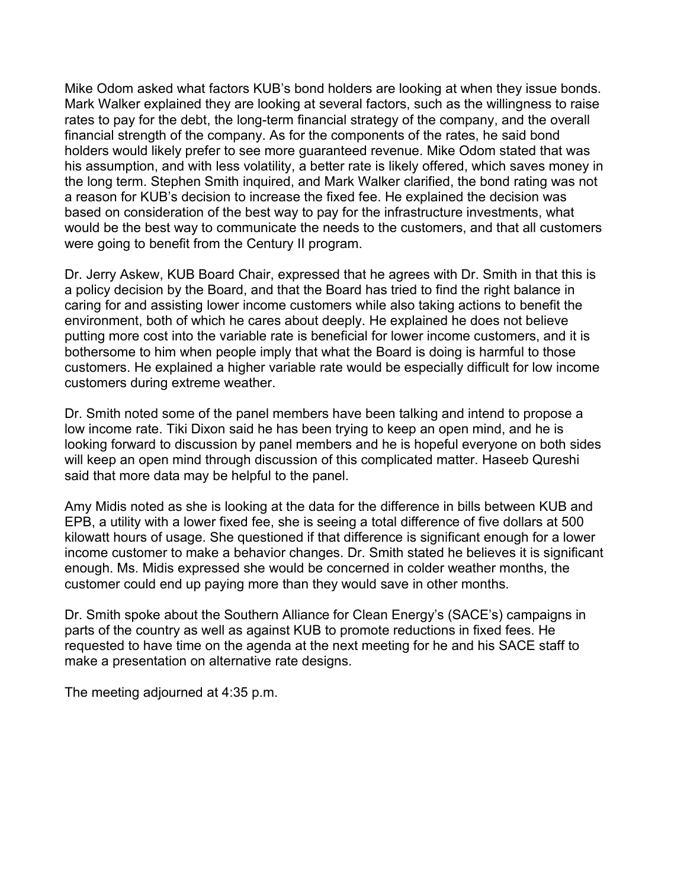Mike Odom asked what factors KUB's bond holders are looking at when they issue bonds. Mark Walker explained they are looking at several factors, such as the willingness to raise rates to pay for the debt, the long-term financial strategy of the company, and the overall financial strength of the company. As for the components of the rates, he said bond holders would likely prefer to see more guaranteed revenue. Mike Odom stated that was his assumption, and with less volatility, a better rate is likely offered, which saves money in the long term. Stephen Smith inquired, and Mark Walker clarified, the bond rating was not a reason for KUB's decision to increase the fixed fee. He explained the decision was based on consideration of the best way to pay for the infrastructure investments, what would be the best way to communicate the needs to the customers, and that all customers were going to benefit from the Century II program.

Dr. Jerry Askew, KUB Board Chair, expressed that he agrees with Dr. Smith in that this is a policy decision by the Board, and that the Board has tried to find the right balance in caring for and assisting lower income customers while also taking actions to benefit the environment, both of which he cares about deeply. He explained he does not believe putting more cost into the variable rate is beneficial for lower income customers, and it is bothersome to him when people imply that what the Board is doing is harmful to those customers. He explained a higher variable rate would be especially difficult for low income customers during extreme weather.

Dr. Smith noted some of the panel members have been talking and intend to propose a low income rate. Tiki Dixon said he has been trying to keep an open mind, and he is looking forward to discussion by panel members and he is hopeful everyone on both sides will keep an open mind through discussion of this complicated matter. Haseeb Qureshi said that more data may be helpful to the panel.

Amy Midis noted as she is looking at the data for the difference in bills between KUB and EPB, a utility with a lower fixed fee, she is seeing a total difference of five dollars at 500 kilowatt hours of usage. She questioned if that difference is significant enough for a lower income customer to make a behavior changes. Dr. Smith stated he believes it is significant enough. Ms. Midis expressed she would be concerned in colder weather months, the customer could end up paying more than they would save in other months.

Dr. Smith spoke about the Southern Alliance for Clean Energy's (SACE's) campaigns in parts of the country as well as against KUB to promote reductions in fixed fees. He requested to have time on the agenda at the next meeting for he and his SACE staff to make a presentation on alternative rate designs.

The meeting adjourned at 4:35 p.m.